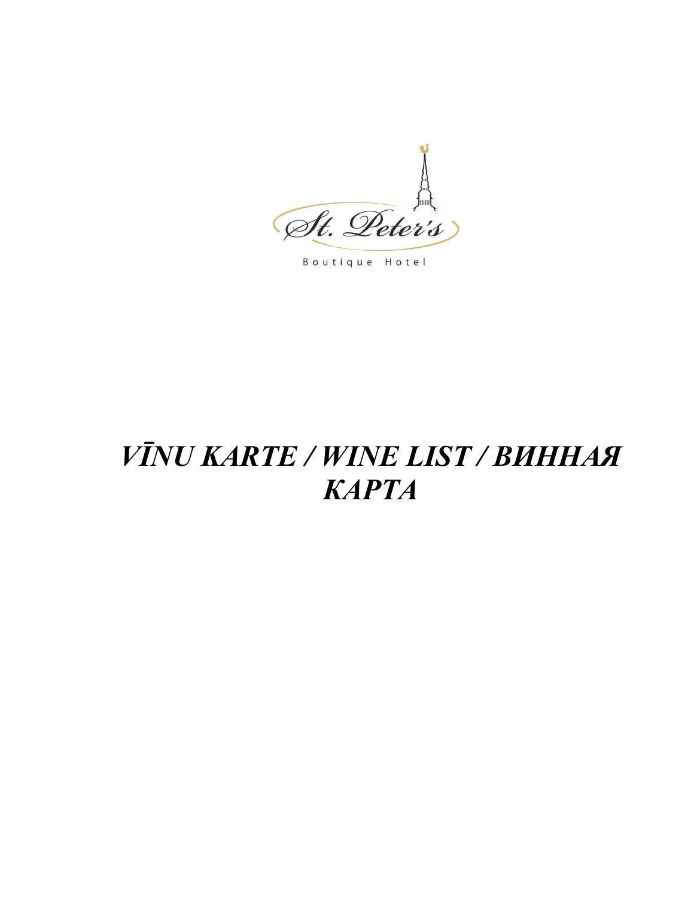St. Peter's

Boutique Hotel

# *VĪNU KARTE / WINE LIST / ВИННАЯ КАРТА*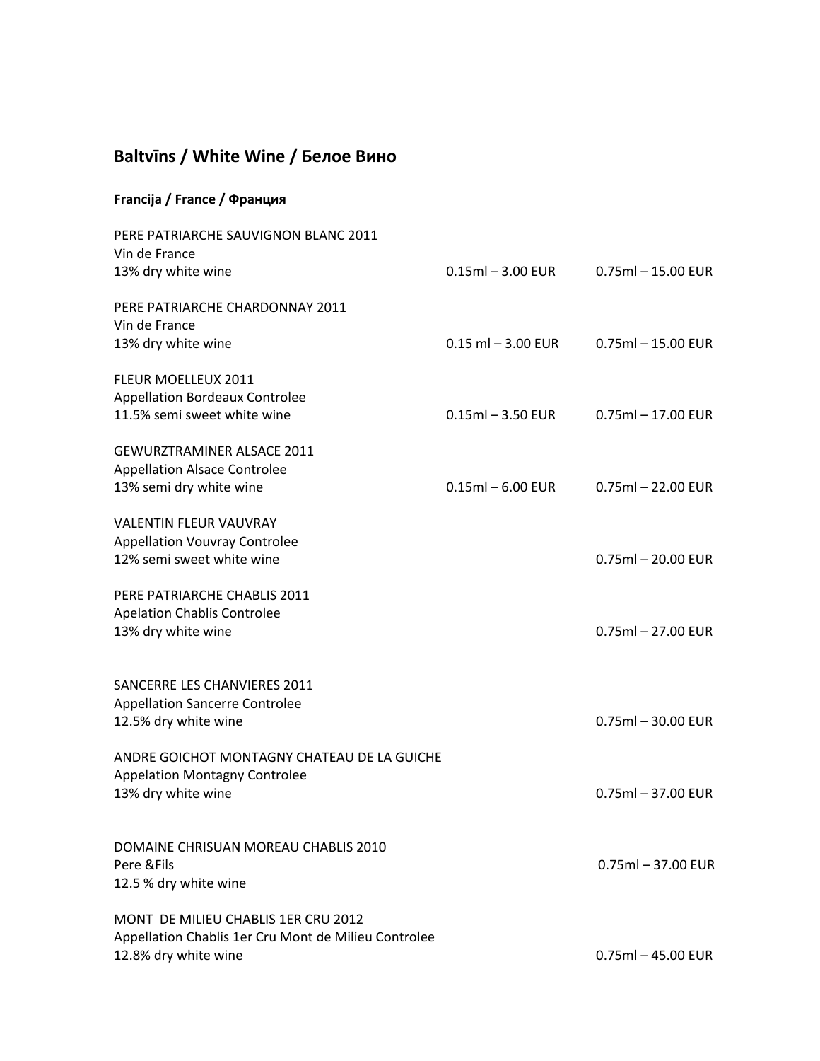## Baltvīns / White Wine / Белое Вино

### Francija / France / Франция

| | | |
|---|---|---|
| PERE PATRIARCHE SAUVIGNON BLANC 2011<br>Vin de France<br>13% dry white wine | 0.15ml – 3.00 EUR | 0.75ml – 15.00 EUR |
| PERE PATRIARCHE CHARDONNAY 2011<br>Vin de France<br>13% dry white wine | 0.15 ml – 3.00 EUR | 0.75ml – 15.00 EUR |
| FLEUR MOELLEUX 2011<br>Appellation Bordeaux Controlee<br>11.5% semi sweet white wine | 0.15ml – 3.50 EUR | 0.75ml – 17.00 EUR |
| GEWURZTRAMINER ALSACE 2011<br>Appellation Alsace Controlee<br>13% semi dry white wine | 0.15ml – 6.00 EUR | 0.75ml – 22.00 EUR |
| VALENTIN FLEUR VAUVRAY<br>Appellation Vouvray Controlee<br>12% semi sweet white wine | | 0.75ml – 20.00 EUR |
| PERE PATRIARCHE CHABLIS 2011<br>Apelation Chablis Controlee<br>13% dry white wine | | 0.75ml – 27.00 EUR |
| SANCERRE LES CHANVIERES 2011<br>Appellation Sancerre Controlee<br>12.5% dry white wine | | 0.75ml – 30.00 EUR |
| ANDRE GOICHOT MONTAGNY CHATEAU DE LA GUICHE<br>Appelation Montagny Controlee<br>13% dry white wine | | 0.75ml – 37.00 EUR |
| DOMAINE CHRISUAN MOREAU CHABLIS 2010<br>Pere &Fils<br>12.5 % dry white wine | | 0.75ml – 37.00 EUR |
| MONT DE MILIEU CHABLIS 1ER CRU 2012<br>Appellation Chablis 1er Cru Mont de Milieu Controlee<br>12.8% dry white wine | | 0.75ml – 45.00 EUR |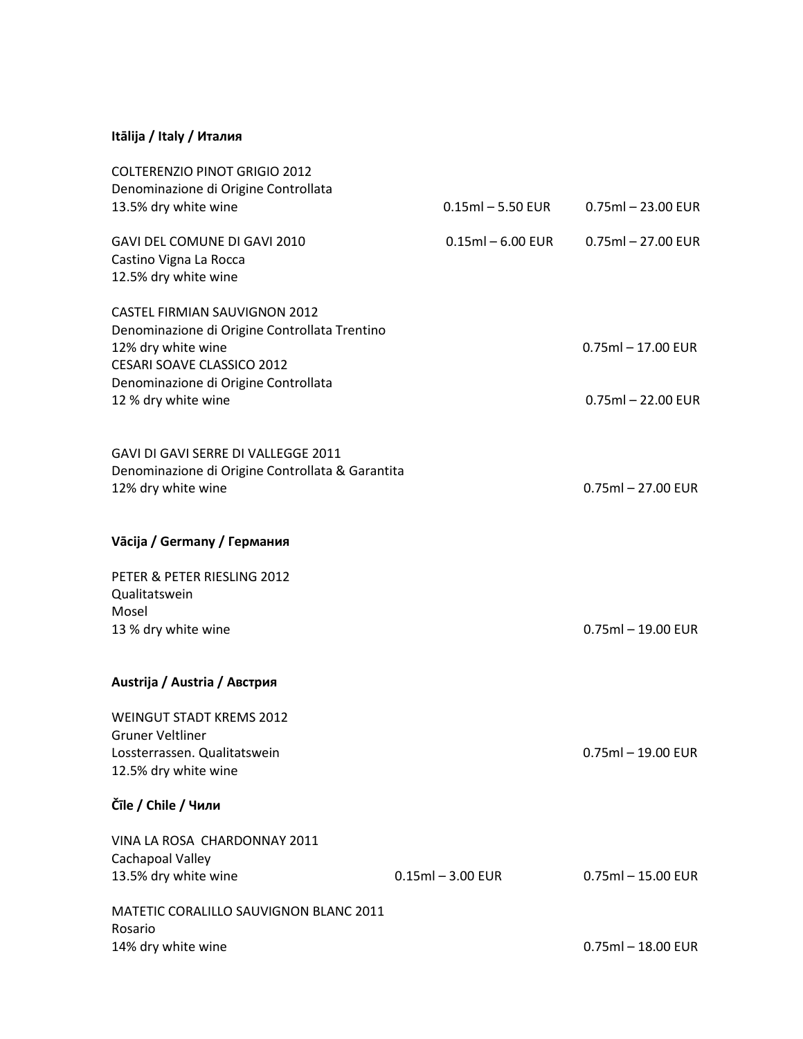## Itālija / Italy / Италия

COLTERENZIO PINOT GRIGIO 2012
Denominazione di Origine Controllata
13.5% dry white wine — 0.15ml – 5.50 EUR — 0.75ml – 23.00 EUR

GAVI DEL COMUNE DI GAVI 2010 — 0.15ml – 6.00 EUR — 0.75ml – 27.00 EUR
Castino Vigna La Rocca
12.5% dry white wine

CASTEL FIRMIAN SAUVIGNON 2012
Denominazione di Origine Controllata Trentino
12% dry white wine — 0.75ml – 17.00 EUR

CESARI SOAVE CLASSICO 2012
Denominazione di Origine Controllata
12 % dry white wine — 0.75ml – 22.00 EUR

GAVI DI GAVI SERRE DI VALLEGGE 2011
Denominazione di Origine Controllata & Garantita
12% dry white wine — 0.75ml – 27.00 EUR

## Vācija / Germany / Германия

PETER & PETER RIESLING 2012
Qualitatswein
Mosel
13 % dry white wine — 0.75ml – 19.00 EUR

## Austrija / Austria / Австрия

WEINGUT STADT KREMS 2012
Gruner Veltliner
Lossterrassen. Qualitatswein — 0.75ml – 19.00 EUR
12.5% dry white wine

## Čīle / Chile / Чили

VINA LA ROSA CHARDONNAY 2011
Cachapoal Valley
13.5% dry white wine — 0.15ml – 3.00 EUR — 0.75ml – 15.00 EUR

MATETIC CORALILLO SAUVIGNON BLANC 2011
Rosario
14% dry white wine — 0.75ml – 18.00 EUR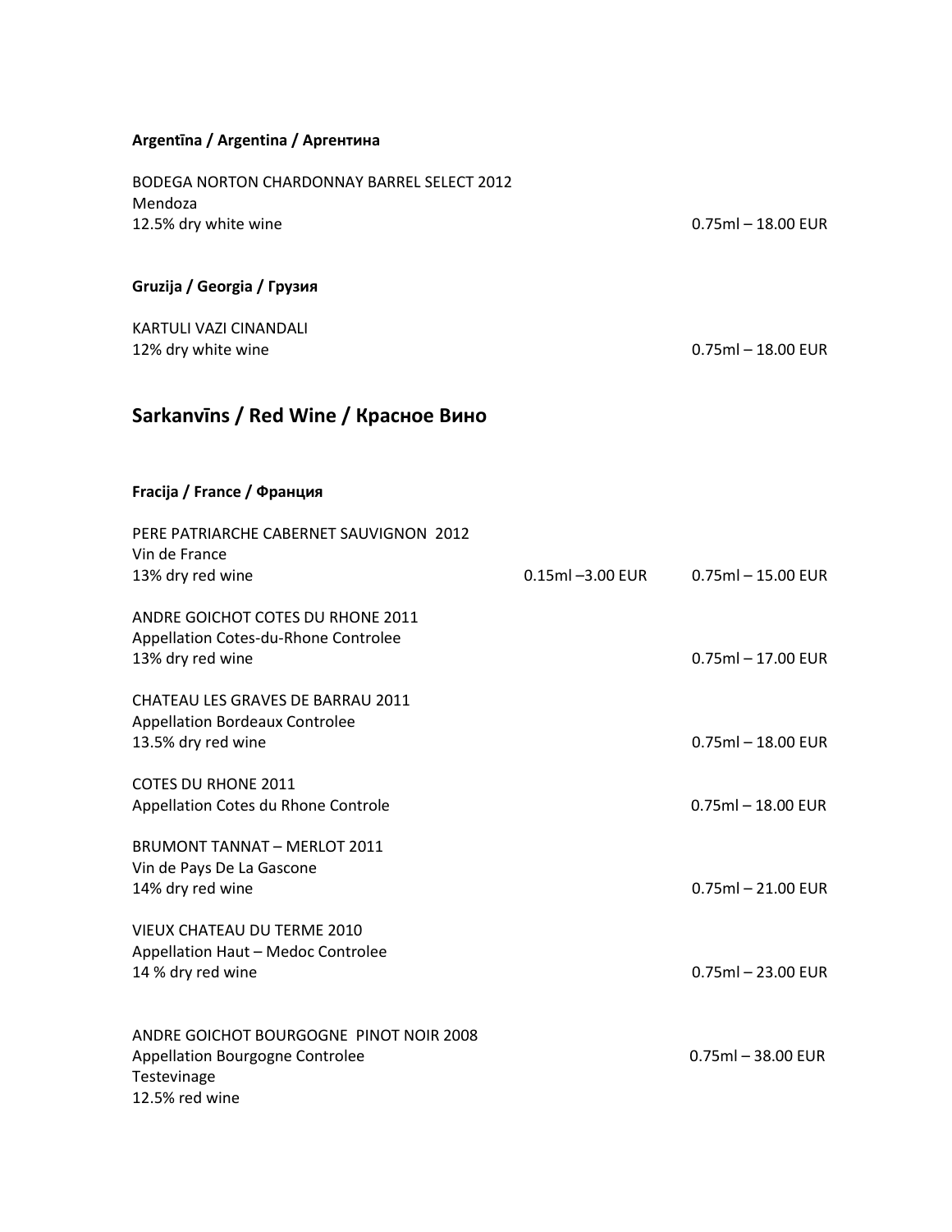### Argentīna / Argentina / Аргентина

BODEGA NORTON CHARDONNAY BARREL SELECT 2012
Mendoza
12.5% dry white wine — 0.75ml – 18.00 EUR

### Gruzija / Georgia / Грузия

KARTULI VAZI CINANDALI
12% dry white wine — 0.75ml – 18.00 EUR

## Sarkanvīns / Red Wine / Красное Вино

### Fracija / France / Франция

PERE PATRIARCHE CABERNET SAUVIGNON 2012
Vin de France
13% dry red wine — 0.15ml –3.00 EUR — 0.75ml – 15.00 EUR

ANDRE GOICHOT COTES DU RHONE 2011
Appellation Cotes-du-Rhone Controlee
13% dry red wine — 0.75ml – 17.00 EUR

CHATEAU LES GRAVES DE BARRAU 2011
Appellation Bordeaux Controlee
13.5% dry red wine — 0.75ml – 18.00 EUR

COTES DU RHONE 2011
Appellation Cotes du Rhone Controle — 0.75ml – 18.00 EUR

BRUMONT TANNAT – MERLOT 2011
Vin de Pays De La Gascone
14% dry red wine — 0.75ml – 21.00 EUR

VIEUX CHATEAU DU TERME 2010
Appellation Haut – Medoc Controlee
14 % dry red wine — 0.75ml – 23.00 EUR

ANDRE GOICHOT BOURGOGNE PINOT NOIR 2008
Appellation Bourgogne Controlee — 0.75ml – 38.00 EUR
Testevinage
12.5% red wine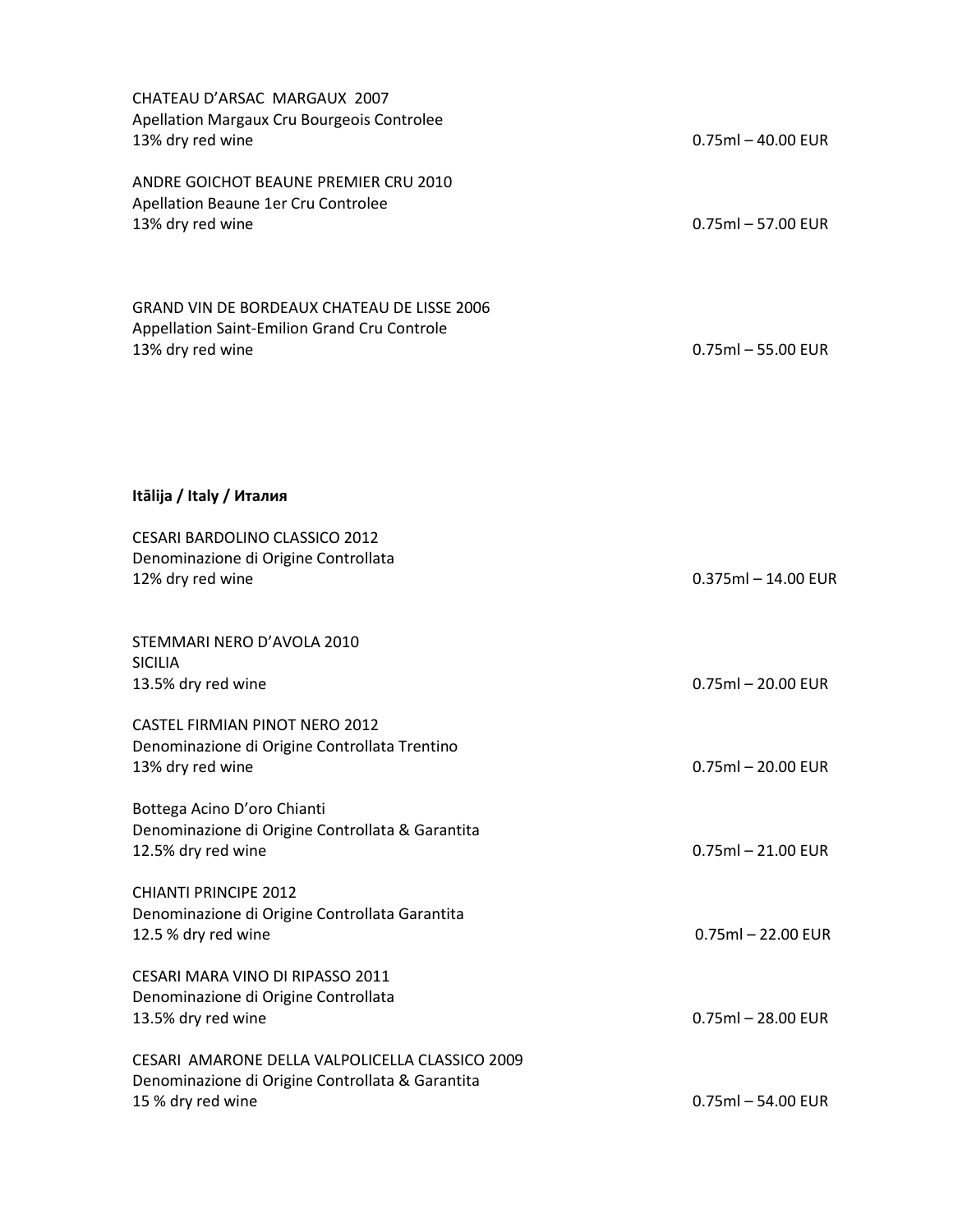CHATEAU D'ARSAC MARGAUX 2007
Apellation Margaux Cru Bourgeois Controlee
13% dry red wine — 0.75ml – 40.00 EUR

ANDRE GOICHOT BEAUNE PREMIER CRU 2010
Apellation Beaune 1er Cru Controlee
13% dry red wine — 0.75ml – 57.00 EUR

GRAND VIN DE BORDEAUX CHATEAU DE LISSE 2006
Appellation Saint-Emilion Grand Cru Controle
13% dry red wine — 0.75ml – 55.00 EUR

**Itālija / Italy / Италия**

CESARI BARDOLINO CLASSICO 2012
Denominazione di Origine Controllata
12% dry red wine — 0.375ml – 14.00 EUR

STEMMARI NERO D'AVOLA 2010
SICILIA
13.5% dry red wine — 0.75ml – 20.00 EUR

CASTEL FIRMIAN PINOT NERO 2012
Denominazione di Origine Controllata Trentino
13% dry red wine — 0.75ml – 20.00 EUR

Bottega Acino D'oro Chianti
Denominazione di Origine Controllata & Garantita
12.5% dry red wine — 0.75ml – 21.00 EUR

CHIANTI PRINCIPE 2012
Denominazione di Origine Controllata Garantita
12.5 % dry red wine — 0.75ml – 22.00 EUR

CESARI MARA VINO DI RIPASSO 2011
Denominazione di Origine Controllata
13.5% dry red wine — 0.75ml – 28.00 EUR

CESARI AMARONE DELLA VALPOLICELLA CLASSICO 2009
Denominazione di Origine Controllata & Garantita
15 % dry red wine — 0.75ml – 54.00 EUR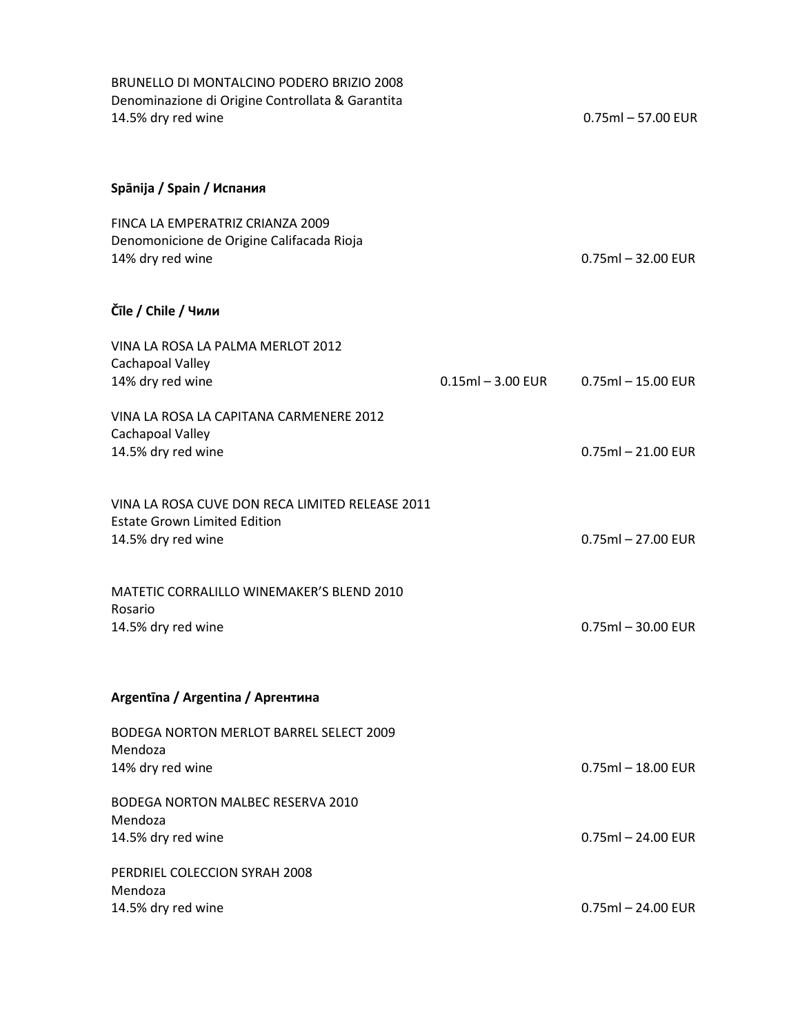BRUNELLO DI MONTALCINO PODERO BRIZIO 2008
Denominazione di Origine Controllata & Garantita
14.5% dry red wine — 0.75ml – 57.00 EUR

**Spānija / Spain / Испания**

FINCA LA EMPERATRIZ CRIANZA 2009
Denomonicione de Origine Califacada Rioja
14% dry red wine — 0.75ml – 32.00 EUR

**Čīle / Chile / Чили**

VINA LA ROSA LA PALMA MERLOT 2012
Cachapoal Valley
14% dry red wine — 0.15ml – 3.00 EUR — 0.75ml – 15.00 EUR

VINA LA ROSA LA CAPITANA CARMENERE 2012
Cachapoal Valley
14.5% dry red wine — 0.75ml – 21.00 EUR

VINA LA ROSA CUVE DON RECA LIMITED RELEASE 2011
Estate Grown Limited Edition
14.5% dry red wine — 0.75ml – 27.00 EUR

MATETIC CORRALILLO WINEMAKER'S BLEND 2010
Rosario
14.5% dry red wine — 0.75ml – 30.00 EUR

**Argentīna / Argentina / Аргентина**

BODEGA NORTON MERLOT BARREL SELECT 2009
Mendoza
14% dry red wine — 0.75ml – 18.00 EUR

BODEGA NORTON MALBEC RESERVA 2010
Mendoza
14.5% dry red wine — 0.75ml – 24.00 EUR

PERDRIEL COLECCION SYRAH 2008
Mendoza
14.5% dry red wine — 0.75ml – 24.00 EUR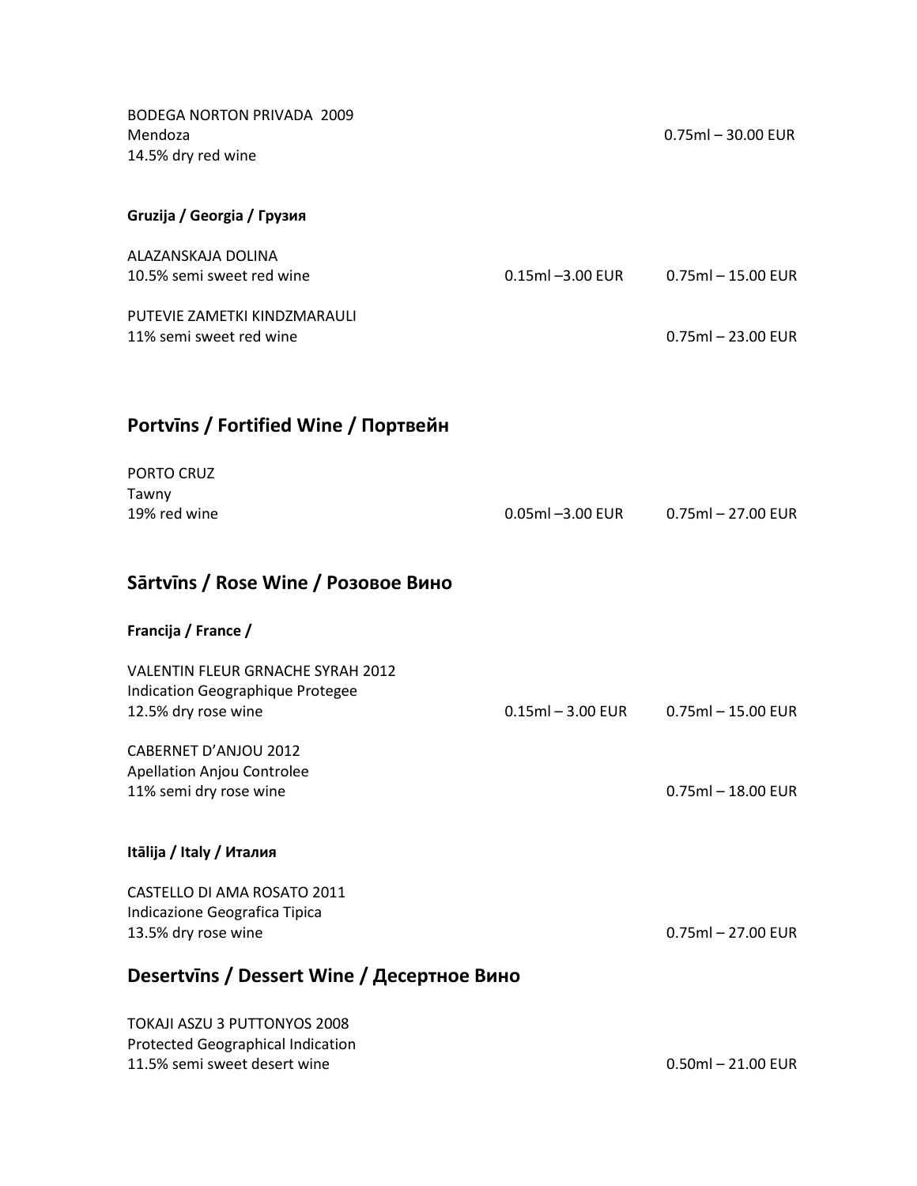BODEGA NORTON PRIVADA 2009
Mendoza
14.5% dry red wine

| | | |
|---|---|---|
| | | 0.75ml – 30.00 EUR |

**Gruzija / Georgia / Грузия**

ALAZANSKAJA DOLINA
10.5% semi sweet red wine — 0.15ml –3.00 EUR — 0.75ml – 15.00 EUR

PUTEVIE ZAMETKI KINDZMARAULI
11% semi sweet red wine — 0.75ml – 23.00 EUR

## Portvīns / Fortified Wine / Портвейн

PORTO CRUZ
Tawny
19% red wine — 0.05ml –3.00 EUR — 0.75ml – 27.00 EUR

## Sārtvīns / Rose Wine / Розовое Вино

**Francija / France /**

VALENTIN FLEUR GRNACHE SYRAH 2012
Indication Geographique Protegee
12.5% dry rose wine — 0.15ml – 3.00 EUR — 0.75ml – 15.00 EUR

CABERNET D'ANJOU 2012
Apellation Anjou Controlee
11% semi dry rose wine — 0.75ml – 18.00 EUR

**Itālija / Italy / Италия**

CASTELLO DI AMA ROSATO 2011
Indicazione Geografica Tipica
13.5% dry rose wine — 0.75ml – 27.00 EUR

## Desertvīns / Dessert Wine / Десертное Вино

TOKAJI ASZU 3 PUTTONYOS 2008
Protected Geographical Indication
11.5% semi sweet desert wine — 0.50ml – 21.00 EUR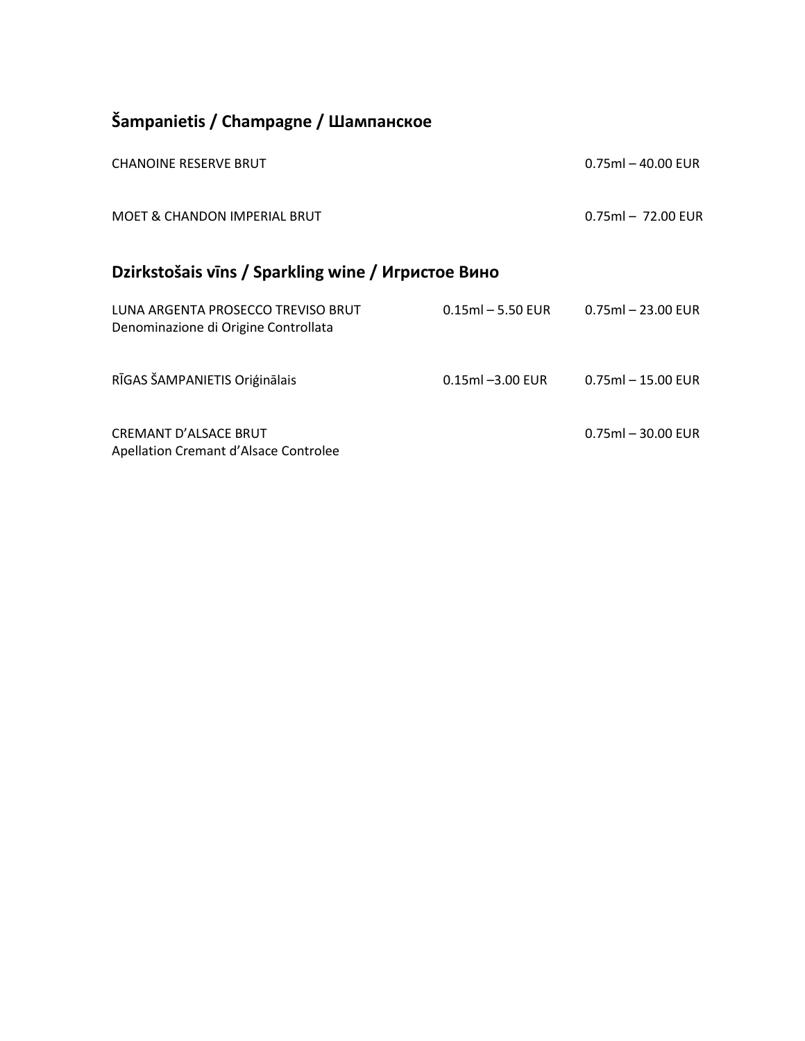## Šampanietis / Champagne / Шампанское

| | | |
|---|---|---|
| CHANOINE RESERVE BRUT | | 0.75ml – 40.00 EUR |
| MOET & CHANDON IMPERIAL BRUT | | 0.75ml – 72.00 EUR |

## Dzirkstošais vīns / Sparkling wine / Игристое Вино

| | | |
|---|---|---|
| LUNA ARGENTA PROSECCO TREVISO BRUT<br>Denominazione di Origine Controllata | 0.15ml – 5.50 EUR | 0.75ml – 23.00 EUR |
| RĪGAS ŠAMPANIETIS Oriģinālais | 0.15ml –3.00 EUR | 0.75ml – 15.00 EUR |
| CREMANT D'ALSACE BRUT<br>Apellation Cremant d'Alsace Controlee | | 0.75ml – 30.00 EUR |